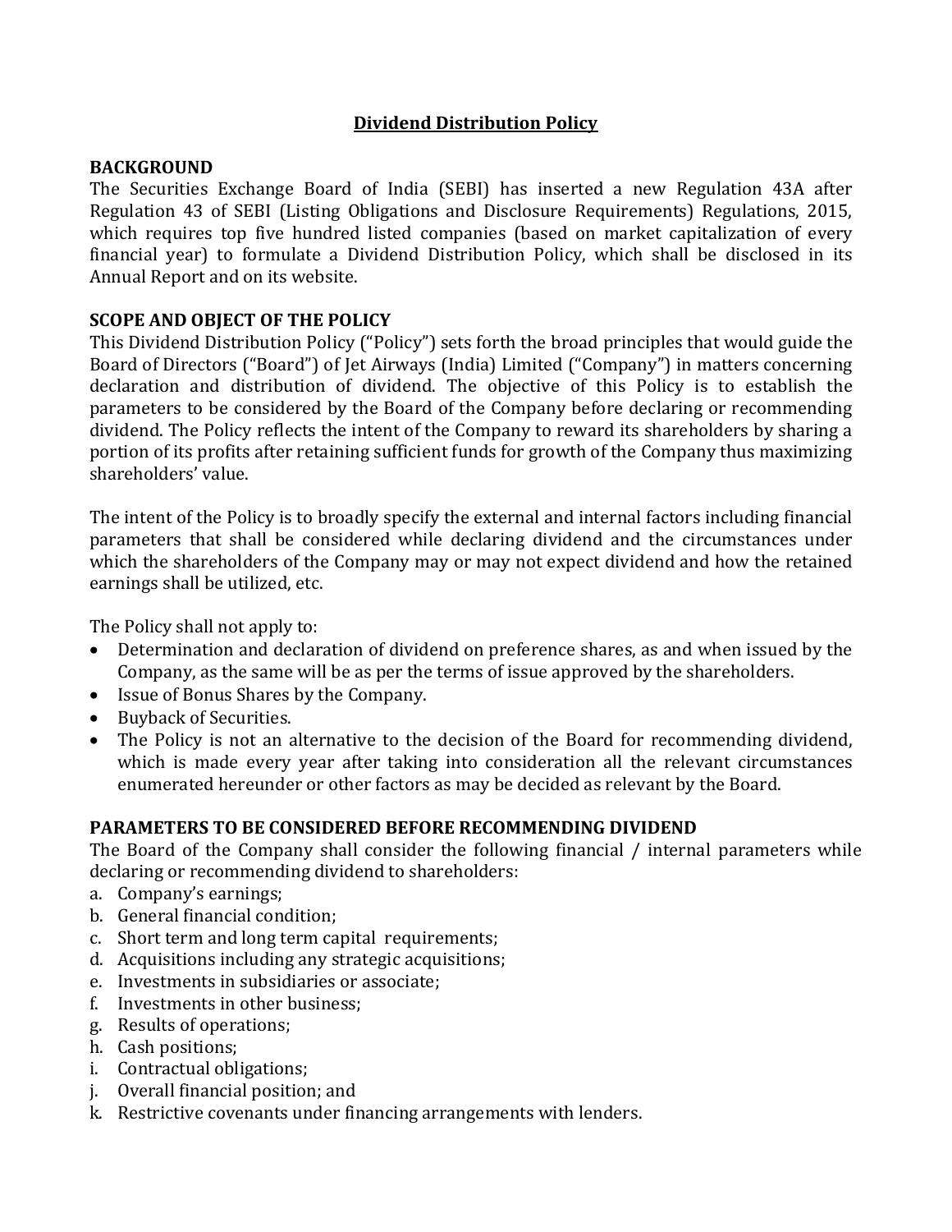# Dividend Distribution Policy

## BACKGROUND

The Securities Exchange Board of India (SEBI) has inserted a new Regulation 43A after Regulation 43 of SEBI (Listing Obligations and Disclosure Requirements) Regulations, 2015, which requires top five hundred listed companies (based on market capitalization of every financial year) to formulate a Dividend Distribution Policy, which shall be disclosed in its Annual Report and on its website.

## SCOPE AND OBJECT OF THE POLICY

This Dividend Distribution Policy ("Policy") sets forth the broad principles that would guide the Board of Directors ("Board") of Jet Airways (India) Limited ("Company") in matters concerning declaration and distribution of dividend. The objective of this Policy is to establish the parameters to be considered by the Board of the Company before declaring or recommending dividend. The Policy reflects the intent of the Company to reward its shareholders by sharing a portion of its profits after retaining sufficient funds for growth of the Company thus maximizing shareholders' value.

The intent of the Policy is to broadly specify the external and internal factors including financial parameters that shall be considered while declaring dividend and the circumstances under which the shareholders of the Company may or may not expect dividend and how the retained earnings shall be utilized, etc.

The Policy shall not apply to:

- Determination and declaration of dividend on preference shares, as and when issued by the Company, as the same will be as per the terms of issue approved by the shareholders.
- Issue of Bonus Shares by the Company.
- Buyback of Securities.
- The Policy is not an alternative to the decision of the Board for recommending dividend, which is made every year after taking into consideration all the relevant circumstances enumerated hereunder or other factors as may be decided as relevant by the Board.

## PARAMETERS TO BE CONSIDERED BEFORE RECOMMENDING DIVIDEND

The Board of the Company shall consider the following financial / internal parameters while declaring or recommending dividend to shareholders:

a. Company's earnings;
b. General financial condition;
c. Short term and long term capital requirements;
d. Acquisitions including any strategic acquisitions;
e. Investments in subsidiaries or associate;
f. Investments in other business;
g. Results of operations;
h. Cash positions;
i. Contractual obligations;
j. Overall financial position; and
k. Restrictive covenants under financing arrangements with lenders.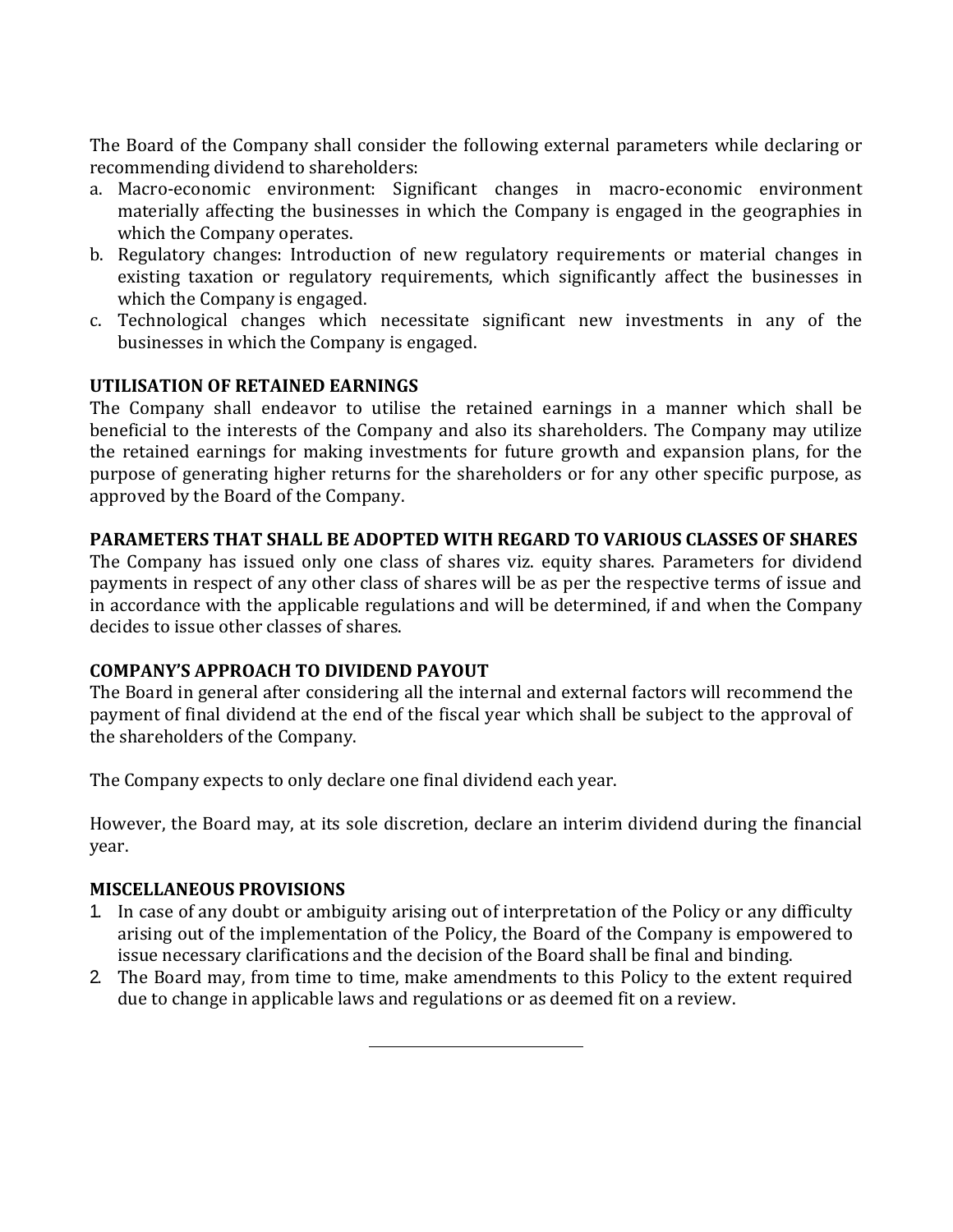The Board of the Company shall consider the following external parameters while declaring or recommending dividend to shareholders:

a. Macro-economic environment: Significant changes in macro-economic environment materially affecting the businesses in which the Company is engaged in the geographies in which the Company operates.
b. Regulatory changes: Introduction of new regulatory requirements or material changes in existing taxation or regulatory requirements, which significantly affect the businesses in which the Company is engaged.
c. Technological changes which necessitate significant new investments in any of the businesses in which the Company is engaged.

**UTILISATION OF RETAINED EARNINGS**

The Company shall endeavor to utilise the retained earnings in a manner which shall be beneficial to the interests of the Company and also its shareholders. The Company may utilize the retained earnings for making investments for future growth and expansion plans, for the purpose of generating higher returns for the shareholders or for any other specific purpose, as approved by the Board of the Company.

**PARAMETERS THAT SHALL BE ADOPTED WITH REGARD TO VARIOUS CLASSES OF SHARES**

The Company has issued only one class of shares viz. equity shares. Parameters for dividend payments in respect of any other class of shares will be as per the respective terms of issue and in accordance with the applicable regulations and will be determined, if and when the Company decides to issue other classes of shares.

**COMPANY'S APPROACH TO DIVIDEND PAYOUT**

The Board in general after considering all the internal and external factors will recommend the payment of final dividend at the end of the fiscal year which shall be subject to the approval of the shareholders of the Company.

The Company expects to only declare one final dividend each year.

However, the Board may, at its sole discretion, declare an interim dividend during the financial year.

**MISCELLANEOUS PROVISIONS**

1. In case of any doubt or ambiguity arising out of interpretation of the Policy or any difficulty arising out of the implementation of the Policy, the Board of the Company is empowered to issue necessary clarifications and the decision of the Board shall be final and binding.
2. The Board may, from time to time, make amendments to this Policy to the extent required due to change in applicable laws and regulations or as deemed fit on a review.